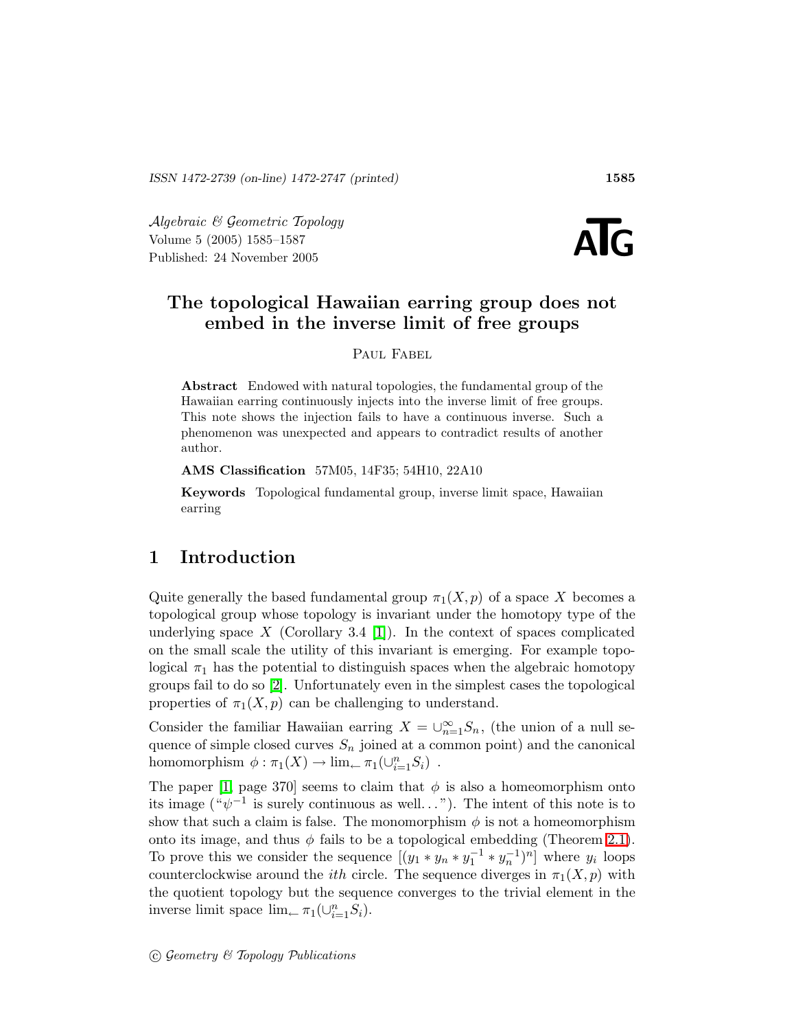# The topological Hawaiian earring group does not embed in the inverse limit of free groups

Paul Fabel

**Abstract** Endowed with natural topologies, the fundamental group of the Hawaiian earring continuously injects into the inverse limit of free groups. This note shows the injection fails to have a continuous inverse. Such a phenomenon was unexpected and appears to contradict results of another author.

**AMS Classification** 57M05, 14F35; 54H10, 22A10

**Keywords** Topological fundamental group, inverse limit space, Hawaiian earring

## 1 Introduction

Quite generally the based fundamental group $\pi_1(X,p)$ of a space $X$ becomes a topological group whose topology is invariant under the homotopy type of the underlying space $X$ (Corollary 3.4 [1]). In the context of spaces complicated on the small scale the utility of this invariant is emerging. For example topological $\pi_1$ has the potential to distinguish spaces when the algebraic homotopy groups fail to do so [2]. Unfortunately even in the simplest cases the topological properties of $\pi_1(X,p)$ can be challenging to understand.

Consider the familiar Hawaiian earring $X = \cup_{n=1}^{\infty} S_n$, (the union of a null sequence of simple closed curves $S_n$ joined at a common point) and the canonical homomorphism $\phi : \pi_1(X) \to \lim_{\leftarrow} \pi_1(\cup_{i=1}^{n} S_i)$ .

The paper [1, page 370] seems to claim that $\phi$ is also a homeomorphism onto its image ("$\psi^{-1}$ is surely continuous as well...”). The intent of this note is to show that such a claim is false. The monomorphism $\phi$ is not a homeomorphism onto its image, and thus $\phi$ fails to be a topological embedding (Theorem 2.1). To prove this we consider the sequence $[(y_1 * y_n * y_1^{-1} * y_n^{-1})^n]$ where $y_i$ loops counterclockwise around the $ith$ circle. The sequence diverges in $\pi_1(X,p)$ with the quotient topology but the sequence converges to the trivial element in the inverse limit space $\lim_{\leftarrow} \pi_1(\cup_{i=1}^{n} S_i)$.

© Geometry & Topology Publications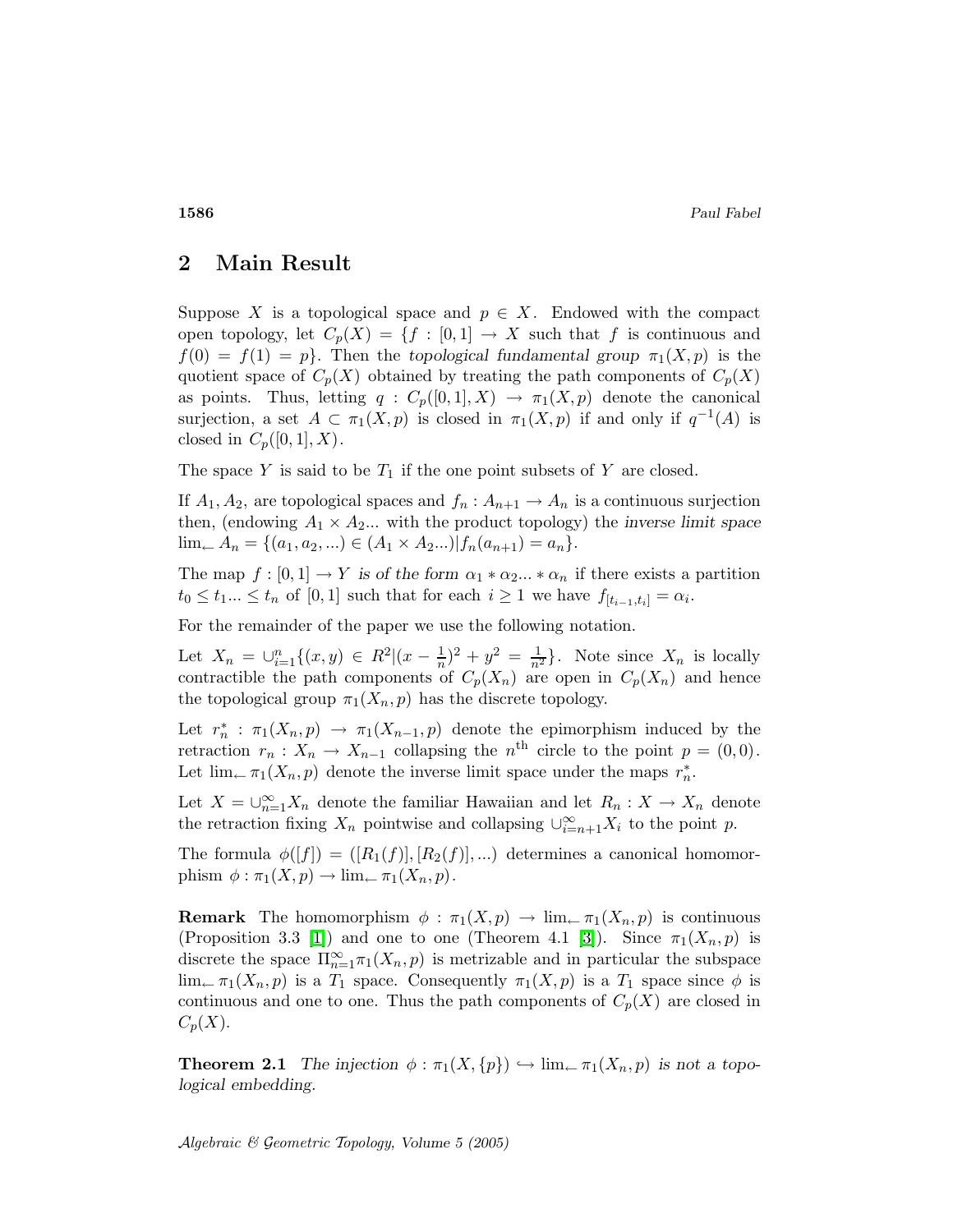## 2 Main Result

Suppose $X$ is a topological space and $p \in X$. Endowed with the compact open topology, let $C_p(X) = \{f : [0,1] \to X$ such that $f$ is continuous and $f(0) = f(1) = p\}$. Then the *topological fundamental group* $\pi_1(X,p)$ is the quotient space of $C_p(X)$ obtained by treating the path components of $C_p(X)$ as points. Thus, letting $q : C_p([0,1], X) \to \pi_1(X,p)$ denote the canonical surjection, a set $A \subset \pi_1(X,p)$ is closed in $\pi_1(X,p)$ if and only if $q^{-1}(A)$ is closed in $C_p([0,1], X)$.

The space $Y$ is said to be $T_1$ if the one point subsets of $Y$ are closed.

If $A_1, A_2,$ are topological spaces and $f_n : A_{n+1} \to A_n$ is a continuous surjection then, (endowing $A_1 \times A_2 ...$ with the product topology) the *inverse limit space* $\lim_{\leftarrow} A_n = \{(a_1, a_2, ...) \in (A_1 \times A_2 ...) | f_n(a_{n+1}) = a_n\}$.

The map $f : [0,1] \to Y$ *is of the form* $\alpha_1 * \alpha_2 ... * \alpha_n$ if there exists a partition $t_0 \leq t_1 ... \leq t_n$ of $[0,1]$ such that for each $i \geq 1$ we have $f_{[t_{i-1}, t_i]} = \alpha_i$.

For the remainder of the paper we use the following notation.

Let $X_n = \cup_{i=1}^{n} \{(x,y) \in R^2 | (x - \frac{1}{n})^2 + y^2 = \frac{1}{n^2}\}$. Note since $X_n$ is locally contractible the path components of $C_p(X_n)$ are open in $C_p(X_n)$ and hence the topological group $\pi_1(X_n, p)$ has the discrete topology.

Let $r_n^* : \pi_1(X_n, p) \to \pi_1(X_{n-1}, p)$ denote the epimorphism induced by the retraction $r_n : X_n \to X_{n-1}$ collapsing the $n^{\text{th}}$ circle to the point $p = (0,0)$. Let $\lim_{\leftarrow} \pi_1(X_n, p)$ denote the inverse limit space under the maps $r_n^*$.

Let $X = \cup_{n=1}^{\infty} X_n$ denote the familiar Hawaiian and let $R_n : X \to X_n$ denote the retraction fixing $X_n$ pointwise and collapsing $\cup_{i=n+1}^{\infty} X_i$ to the point $p$.

The formula $\phi([f]) = ([R_1(f)], [R_2(f)], ...)$ determines a canonical homomorphism $\phi : \pi_1(X,p) \to \lim_{\leftarrow} \pi_1(X_n, p)$.

**Remark** The homomorphism $\phi : \pi_1(X,p) \to \lim_{\leftarrow} \pi_1(X_n, p)$ is continuous (Proposition 3.3 [1]) and one to one (Theorem 4.1 [3]). Since $\pi_1(X_n, p)$ is discrete the space $\Pi_{n=1}^{\infty} \pi_1(X_n, p)$ is metrizable and in particular the subspace $\lim_{\leftarrow} \pi_1(X_n, p)$ is a $T_1$ space. Consequently $\pi_1(X,p)$ is a $T_1$ space since $\phi$ is continuous and one to one. Thus the path components of $C_p(X)$ are closed in $C_p(X)$.

**Theorem 2.1** *The injection $\phi : \pi_1(X, \{p\}) \hookrightarrow \lim_{\leftarrow} \pi_1(X_n, p)$ is not a topological embedding.*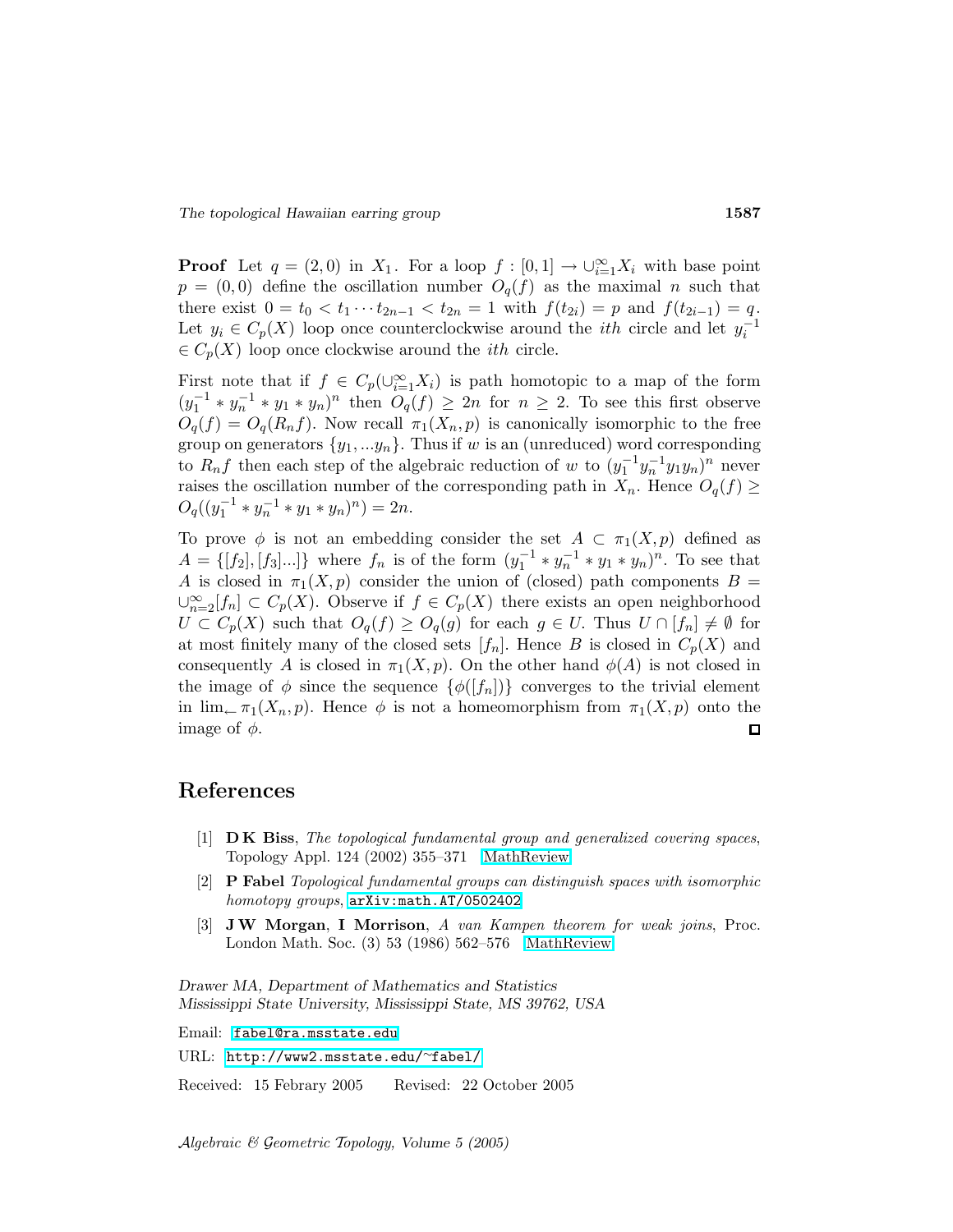**Proof** Let $q = (2, 0)$ in $X_1$. For a loop $f : [0, 1] \to \cup_{i=1}^{\infty} X_i$ with base point $p = (0, 0)$ define the oscillation number $O_q(f)$ as the maximal $n$ such that there exist $0 = t_0 < t_1 \cdots t_{2n-1} < t_{2n} = 1$ with $f(t_{2i}) = p$ and $f(t_{2i-1}) = q$. Let $y_i \in C_p(X)$ loop once counterclockwise around the $ith$ circle and let $y_i^{-1} \in C_p(X)$ loop once clockwise around the $ith$ circle.

First note that if $f \in C_p(\cup_{i=1}^{\infty} X_i)$ is path homotopic to a map of the form $(y_1^{-1} * y_n^{-1} * y_1 * y_n)^n$ then $O_q(f) \geq 2n$ for $n \geq 2$. To see this first observe $O_q(f) = O_q(R_n f)$. Now recall $\pi_1(X_n, p)$ is canonically isomorphic to the free group on generators $\{y_1, ...y_n\}$. Thus if $w$ is an (unreduced) word corresponding to $R_n f$ then each step of the algebraic reduction of $w$ to $(y_1^{-1} y_n^{-1} y_1 y_n)^n$ never raises the oscillation number of the corresponding path in $X_n$. Hence $O_q(f) \geq O_q((y_1^{-1} * y_n^{-1} * y_1 * y_n)^n) = 2n$.

To prove $\phi$ is not an embedding consider the set $A \subset \pi_1(X, p)$ defined as $A = \{[f_2], [f_3]...\}$ where $f_n$ is of the form $(y_1^{-1} * y_n^{-1} * y_1 * y_n)^n$. To see that $A$ is closed in $\pi_1(X, p)$ consider the union of (closed) path components $B = \cup_{n=2}^{\infty} [f_n] \subset C_p(X)$. Observe if $f \in C_p(X)$ there exists an open neighborhood $U \subset C_p(X)$ such that $O_q(f) \geq O_q(g)$ for each $g \in U$. Thus $U \cap [f_n] \neq \emptyset$ for at most finitely many of the closed sets $[f_n]$. Hence $B$ is closed in $C_p(X)$ and consequently $A$ is closed in $\pi_1(X, p)$. On the other hand $\phi(A)$ is not closed in the image of $\phi$ since the sequence $\{\phi([f_n])\}$ converges to the trivial element in $\lim_{\leftarrow} \pi_1(X_n, p)$. Hence $\phi$ is not a homeomorphism from $\pi_1(X, p)$ onto the image of $\phi$. ∎

## References

[1] **D K Biss**, *The topological fundamental group and generalized covering spaces*, Topology Appl. 124 (2002) 355–371 MathReview

[2] **P Fabel** *Topological fundamental groups can distinguish spaces with isomorphic homotopy groups*, arXiv:math.AT/0502402

[3] **J W Morgan**, **I Morrison**, *A van Kampen theorem for weak joins*, Proc. London Math. Soc. (3) 53 (1986) 562–576 MathReview

*Drawer MA, Department of Mathematics and Statistics*
*Mississippi State University, Mississippi State, MS 39762, USA*

Email: fabel@ra.msstate.edu

URL: http://www2.msstate.edu/~fabel/

Received: 15 Febrary 2005 Revised: 22 October 2005